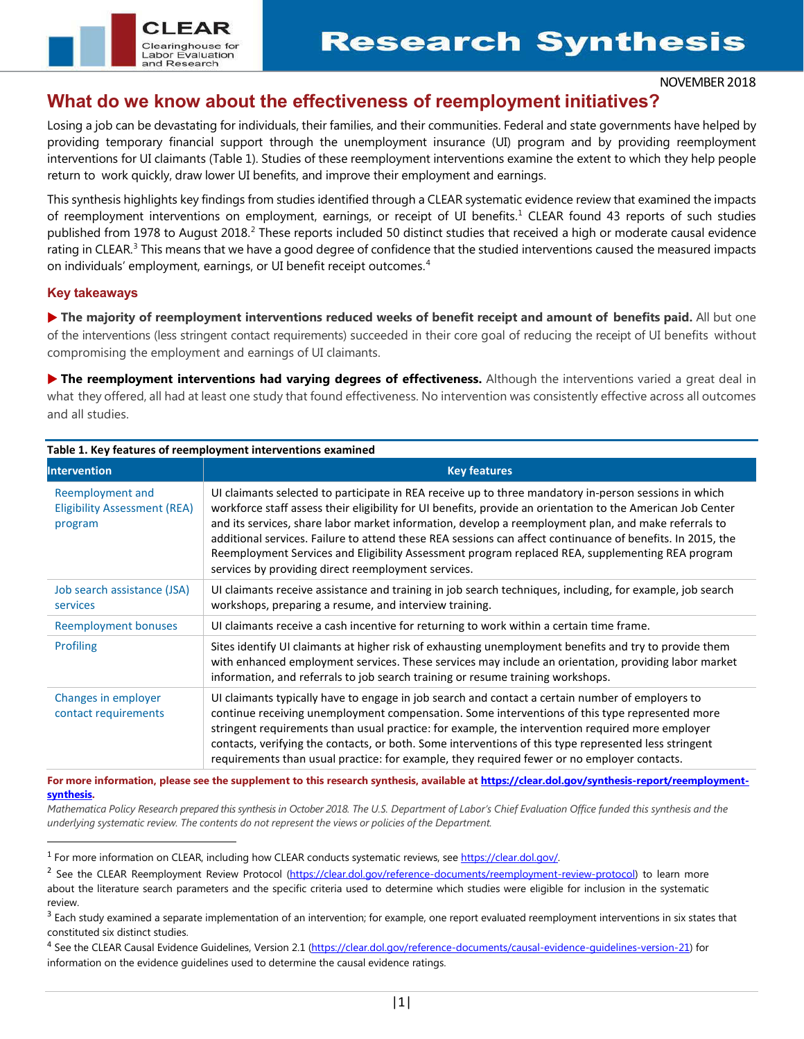# What do we know about the effectiveness of reemployment initiatives?

NOVEMBER 2018

Losing a job can be devastating for individuals, their families, and their communities. Federal and state governments have helped by providing temporary financial support through the unemployment insurance (UI) program and by providing reemployment interventions for UI claimants (Table 1). Studies of these reemployment interventions examine the extent to which they help people return to work quickly, draw lower UI benefits, and improve their employment and earnings.

This synthesis highlights key findings from studies identified through a CLEAR systematic evidence review that examined the impacts of reemployment interventions on employment, earnings, or receipt of UI benefits.[1] CLEAR found 43 reports of such studies published from 1978 to August 2018.[2] These reports included 50 distinct studies that received a high or moderate causal evidence rating in CLEAR.[3] This means that we have a good degree of confidence that the studied interventions caused the measured impacts on individuals' employment, earnings, or UI benefit receipt outcomes.[4]

## Key takeaways

▶ **The majority of reemployment interventions reduced weeks of benefit receipt and amount of benefits paid.** All but one of the interventions (less stringent contact requirements) succeeded in their core goal of reducing the receipt of UI benefits without compromising the employment and earnings of UI claimants.

▶ **The reemployment interventions had varying degrees of effectiveness.** Although the interventions varied a great deal in what they offered, all had at least one study that found effectiveness. No intervention was consistently effective across all outcomes and all studies.

**Table 1. Key features of reemployment interventions examined**

| Intervention | Key features |
|---|---|
| Reemployment and Eligibility Assessment (REA) program | UI claimants selected to participate in REA receive up to three mandatory in-person sessions in which workforce staff assess their eligibility for UI benefits, provide an orientation to the American Job Center and its services, share labor market information, develop a reemployment plan, and make referrals to additional services. Failure to attend these REA sessions can affect continuance of benefits. In 2015, the Reemployment Services and Eligibility Assessment program replaced REA, supplementing REA program services by providing direct reemployment services. |
| Job search assistance (JSA) services | UI claimants receive assistance and training in job search techniques, including, for example, job search workshops, preparing a resume, and interview training. |
| Reemployment bonuses | UI claimants receive a cash incentive for returning to work within a certain time frame. |
| Profiling | Sites identify UI claimants at higher risk of exhausting unemployment benefits and try to provide them with enhanced employment services. These services may include an orientation, providing labor market information, and referrals to job search training or resume training workshops. |
| Changes in employer contact requirements | UI claimants typically have to engage in job search and contact a certain number of employers to continue receiving unemployment compensation. Some interventions of this type represented more stringent requirements than usual practice: for example, the intervention required more employer contacts, verifying the contacts, or both. Some interventions of this type represented less stringent requirements than usual practice: for example, they required fewer or no employer contacts. |

**For more information, please see the supplement to this research synthesis, available at https://clear.dol.gov/synthesis-report/reemployment-synthesis.**

*Mathematica Policy Research prepared this synthesis in October 2018. The U.S. Department of Labor's Chief Evaluation Office funded this synthesis and the underlying systematic review. The contents do not represent the views or policies of the Department.*

---

[1] For more information on CLEAR, including how CLEAR conducts systematic reviews, see https://clear.dol.gov/.

[2] See the CLEAR Reemployment Review Protocol (https://clear.dol.gov/reference-documents/reemployment-review-protocol) to learn more about the literature search parameters and the specific criteria used to determine which studies were eligible for inclusion in the systematic review.

[3] Each study examined a separate implementation of an intervention; for example, one report evaluated reemployment interventions in six states that constituted six distinct studies.

[4] See the CLEAR Causal Evidence Guidelines, Version 2.1 (https://clear.dol.gov/reference-documents/causal-evidence-guidelines-version-21) for information on the evidence guidelines used to determine the causal evidence ratings.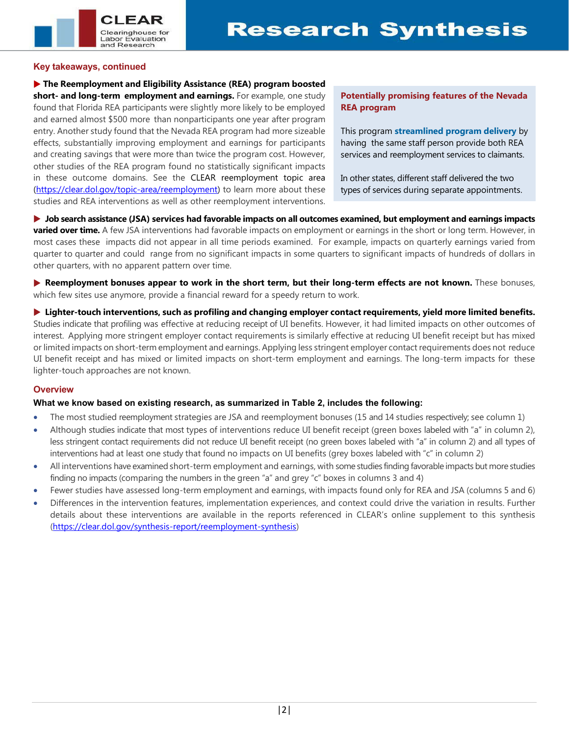## Key takeaways, continued

▶ **The Reemployment and Eligibility Assistance (REA) program boosted short- and long-term employment and earnings.** For example, one study found that Florida REA participants were slightly more likely to be employed and earned almost $500 more than nonparticipants one year after program entry. Another study found that the Nevada REA program had more sizeable effects, substantially improving employment and earnings for participants and creating savings that were more than twice the program cost. However, other studies of the REA program found no statistically significant impacts in these outcome domains. See the CLEAR reemployment topic area (https://clear.dol.gov/topic-area/reemployment) to learn more about these studies and REA interventions as well as other reemployment interventions.

> **Potentially promising features of the Nevada REA program**
>
> This program **streamlined program delivery** by having the same staff person provide both REA services and reemployment services to claimants.
>
> In other states, different staff delivered the two types of services during separate appointments.

▶ **Job search assistance (JSA) services had favorable impacts on all outcomes examined, but employment and earnings impacts varied over time.** A few JSA interventions had favorable impacts on employment or earnings in the short or long term. However, in most cases these impacts did not appear in all time periods examined. For example, impacts on quarterly earnings varied from quarter to quarter and could range from no significant impacts in some quarters to significant impacts of hundreds of dollars in other quarters, with no apparent pattern over time.

▶ **Reemployment bonuses appear to work in the short term, but their long-term effects are not known.** These bonuses, which few sites use anymore, provide a financial reward for a speedy return to work.

▶ **Lighter-touch interventions, such as profiling and changing employer contact requirements, yield more limited benefits.** Studies indicate that profiling was effective at reducing receipt of UI benefits. However, it had limited impacts on other outcomes of interest. Applying more stringent employer contact requirements is similarly effective at reducing UI benefit receipt but has mixed or limited impacts on short-term employment and earnings. Applying less stringent employer contact requirements does not reduce UI benefit receipt and has mixed or limited impacts on short-term employment and earnings. The long-term impacts for these lighter-touch approaches are not known.

## Overview

**What we know based on existing research, as summarized in Table 2, includes the following:**

- The most studied reemployment strategies are JSA and reemployment bonuses (15 and 14 studies respectively; see column 1)
- Although studies indicate that most types of interventions reduce UI benefit receipt (green boxes labeled with "a" in column 2), less stringent contact requirements did not reduce UI benefit receipt (no green boxes labeled with "a" in column 2) and all types of interventions had at least one study that found no impacts on UI benefits (grey boxes labeled with "c" in column 2)
- All interventions have examined short-term employment and earnings, with some studies finding favorable impacts but more studies finding no impacts (comparing the numbers in the green "a" and grey "c" boxes in columns 3 and 4)
- Fewer studies have assessed long-term employment and earnings, with impacts found only for REA and JSA (columns 5 and 6)
- Differences in the intervention features, implementation experiences, and context could drive the variation in results. Further details about these interventions are available in the reports referenced in CLEAR's online supplement to this synthesis (https://clear.dol.gov/synthesis-report/reemployment-synthesis)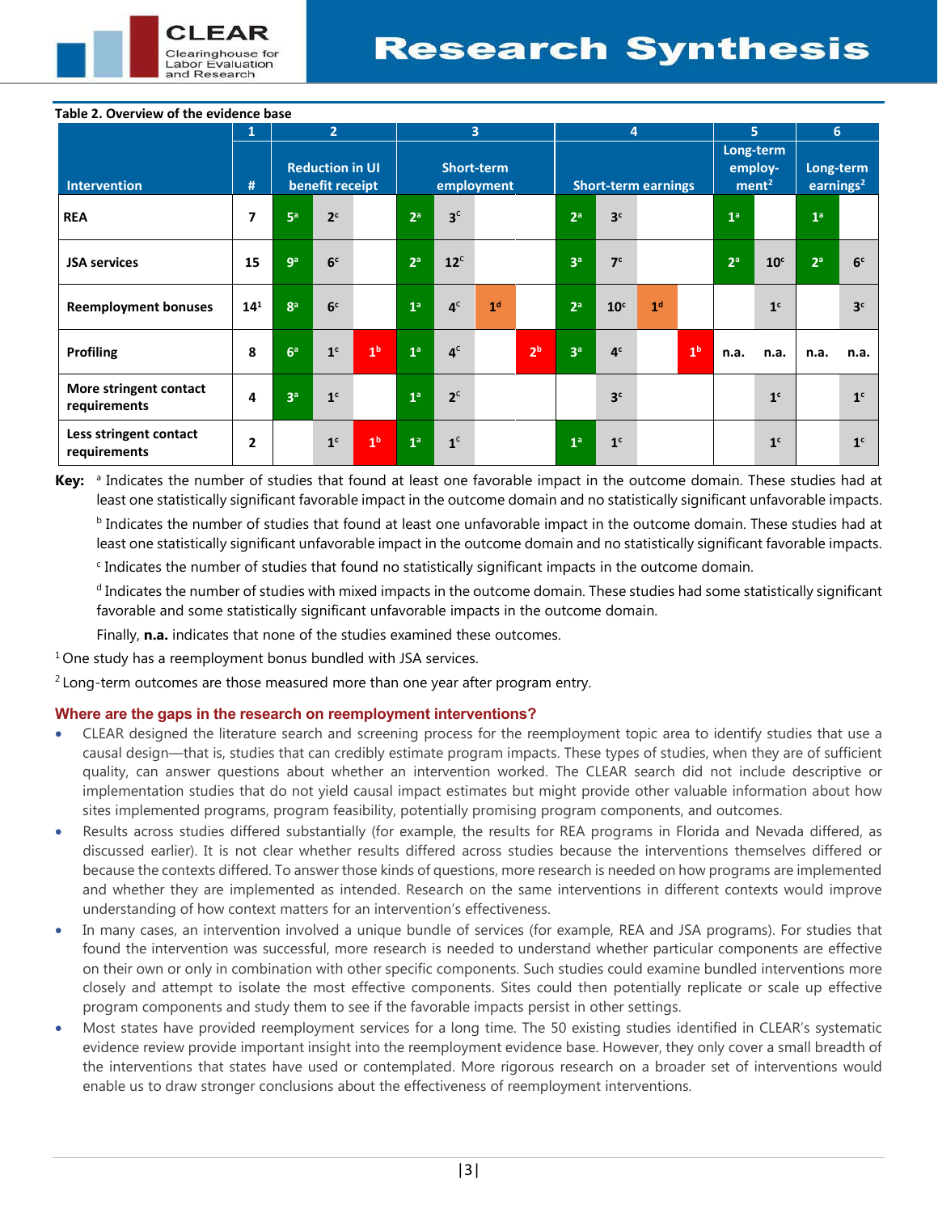**Table 2. Overview of the evidence base**

| | 1 | 2 | | | 3 | | | | 4 | | | | 5 | | 6 | |
|---|---|---|---|---|---|---|---|---|---|---|---|---|---|---|---|---|
| **Intervention** | **#** | **Reduction in UI benefit receipt** | | | **Short-term employment** | | | | **Short-term earnings** | | | | **Long-term employ-ment[2]** | | **Long-term earnings[2]** | |
| **REA** | **7** | 5[a] | 2[c] | | 2[a] | 3[c] | | | 2[a] | 3[c] | | | 1[a] | | 1[a] | |
| **JSA services** | **15** | 9[a] | 6[c] | | 2[a] | 12[c] | | | 3[a] | 7[c] | | | 2[a] | 10[c] | 2[a] | 6[c] |
| **Reemployment bonuses** | **14[1]** | 8[a] | 6[c] | | 1[a] | 4[c] | 1[d] | | 2[a] | 10[c] | 1[d] | | | 1[c] | | 3[c] |
| **Profiling** | **8** | 6[a] | 1[c] | 1[b] | 1[a] | 4[c] | | 2[b] | 3[a] | 4[c] | | 1[b] | n.a. | n.a. | n.a. | n.a. |
| **More stringent contact requirements** | **4** | 3[a] | 1[c] | | 1[a] | 2[c] | | | | 3[c] | | | | 1[c] | | 1[c] |
| **Less stringent contact requirements** | **2** | | 1[c] | 1[b] | 1[a] | 1[c] | | | 1[a] | 1[c] | | | | 1[c] | | 1[c] |

**Key:** [a] Indicates the number of studies that found at least one favorable impact in the outcome domain. These studies had at least one statistically significant favorable impact in the outcome domain and no statistically significant unfavorable impacts.

[b] Indicates the number of studies that found at least one unfavorable impact in the outcome domain. These studies had at least one statistically significant unfavorable impact in the outcome domain and no statistically significant favorable impacts.

[c] Indicates the number of studies that found no statistically significant impacts in the outcome domain.

[d] Indicates the number of studies with mixed impacts in the outcome domain. These studies had some statistically significant favorable and some statistically significant unfavorable impacts in the outcome domain.

Finally, **n.a.** indicates that none of the studies examined these outcomes.

[1] One study has a reemployment bonus bundled with JSA services.

[2] Long-term outcomes are those measured more than one year after program entry.

## Where are the gaps in the research on reemployment interventions?

- CLEAR designed the literature search and screening process for the reemployment topic area to identify studies that use a causal design—that is, studies that can credibly estimate program impacts. These types of studies, when they are of sufficient quality, can answer questions about whether an intervention worked. The CLEAR search did not include descriptive or implementation studies that do not yield causal impact estimates but might provide other valuable information about how sites implemented programs, program feasibility, potentially promising program components, and outcomes.
- Results across studies differed substantially (for example, the results for REA programs in Florida and Nevada differed, as discussed earlier). It is not clear whether results differed across studies because the interventions themselves differed or because the contexts differed. To answer those kinds of questions, more research is needed on how programs are implemented and whether they are implemented as intended. Research on the same interventions in different contexts would improve understanding of how context matters for an intervention's effectiveness.
- In many cases, an intervention involved a unique bundle of services (for example, REA and JSA programs). For studies that found the intervention was successful, more research is needed to understand whether particular components are effective on their own or only in combination with other specific components. Such studies could examine bundled interventions more closely and attempt to isolate the most effective components. Sites could then potentially replicate or scale up effective program components and study them to see if the favorable impacts persist in other settings.
- Most states have provided reemployment services for a long time. The 50 existing studies identified in CLEAR's systematic evidence review provide important insight into the reemployment evidence base. However, they only cover a small breadth of the interventions that states have used or contemplated. More rigorous research on a broader set of interventions would enable us to draw stronger conclusions about the effectiveness of reemployment interventions.